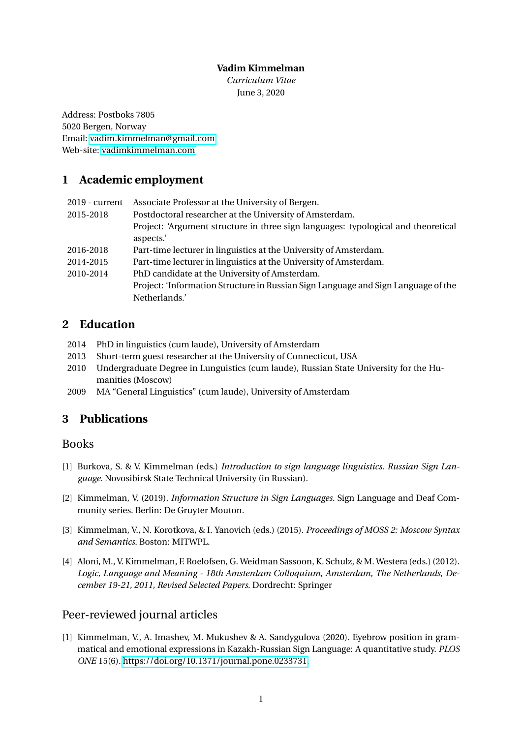**Vadim Kimmelman**

*Curriculum Vitae*

June 3, 2020

Address: Postboks 7805
5020 Bergen, Norway
Email: vadim.kimmelman@gmail.com
Web-site: vadimkimmelman.com

## 1 Academic employment

| | |
|---|---|
| 2019 - current | Associate Professor at the University of Bergen. |
| 2015-2018 | Postdoctoral researcher at the University of Amsterdam. Project: 'Argument structure in three sign languages: typological and theoretical aspects.' |
| 2016-2018 | Part-time lecturer in linguistics at the University of Amsterdam. |
| 2014-2015 | Part-time lecturer in linguistics at the University of Amsterdam. |
| 2010-2014 | PhD candidate at the University of Amsterdam. Project: 'Information Structure in Russian Sign Language and Sign Language of the Netherlands.' |

## 2 Education

| | |
|---|---|
| 2014 | PhD in linguistics (cum laude), University of Amsterdam |
| 2013 | Short-term guest researcher at the University of Connecticut, USA |
| 2010 | Undergraduate Degree in Lunguistics (cum laude), Russian State University for the Humanities (Moscow) |
| 2009 | MA "General Linguistics" (cum laude), University of Amsterdam |

## 3 Publications

### Books

[1] Burkova, S. & V. Kimmelman (eds.) *Introduction to sign language linguistics. Russian Sign Language.* Novosibirsk State Technical University (in Russian).

[2] Kimmelman, V. (2019). *Information Structure in Sign Languages.* Sign Language and Deaf Community series. Berlin: De Gruyter Mouton.

[3] Kimmelman, V., N. Korotkova, & I. Yanovich (eds.) (2015). *Proceedings of MOSS 2: Moscow Syntax and Semantics.* Boston: MITWPL.

[4] Aloni, M., V. Kimmelman, F. Roelofsen, G. Weidman Sassoon, K. Schulz, & M. Westera (eds.) (2012). *Logic, Language and Meaning - 18th Amsterdam Colloquium, Amsterdam, The Netherlands, December 19-21, 2011, Revised Selected Papers.* Dordrecht: Springer

### Peer-reviewed journal articles

[1] Kimmelman, V., A. Imashev, M. Mukushev & A. Sandygulova (2020). Eyebrow position in grammatical and emotional expressions in Kazakh-Russian Sign Language: A quantitative study. *PLOS ONE* 15(6). https://doi.org/10.1371/journal.pone.0233731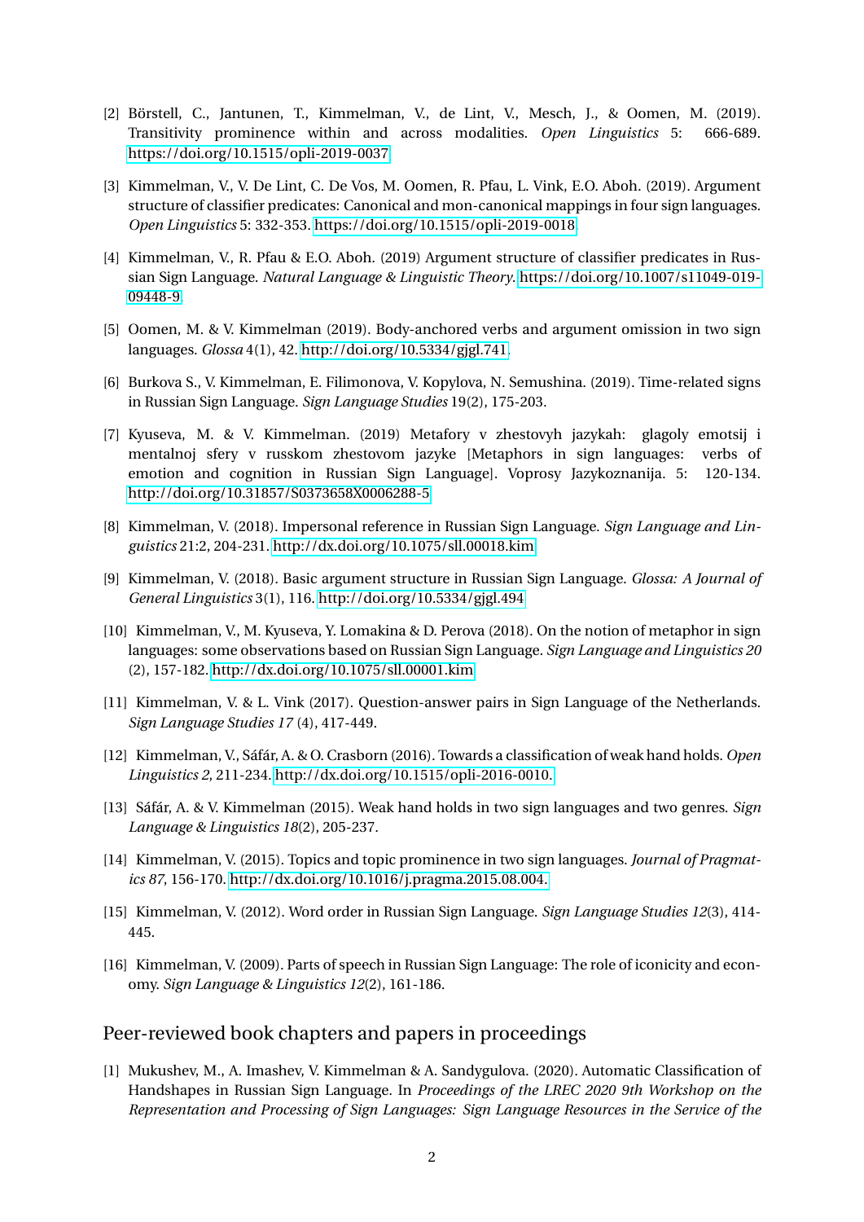[2] Börstell, C., Jantunen, T., Kimmelman, V., de Lint, V., Mesch, J., & Oomen, M. (2019). Transitivity prominence within and across modalities. *Open Linguistics* 5: 666-689. https://doi.org/10.1515/opli-2019-0037

[3] Kimmelman, V., V. De Lint, C. De Vos, M. Oomen, R. Pfau, L. Vink, E.O. Aboh. (2019). Argument structure of classifier predicates: Canonical and mon-canonical mappings in four sign languages. *Open Linguistics* 5: 332-353. https://doi.org/10.1515/opli-2019-0018

[4] Kimmelman, V., R. Pfau & E.O. Aboh. (2019) Argument structure of classifier predicates in Russian Sign Language. *Natural Language & Linguistic Theory*. https://doi.org/10.1007/s11049-019-09448-9.

[5] Oomen, M. & V. Kimmelman (2019). Body-anchored verbs and argument omission in two sign languages. *Glossa* 4(1), 42. http://doi.org/10.5334/gjgl.741.

[6] Burkova S., V. Kimmelman, E. Filimonova, V. Kopylova, N. Semushina. (2019). Time-related signs in Russian Sign Language. *Sign Language Studies* 19(2), 175-203.

[7] Kyuseva, M. & V. Kimmelman. (2019) Metafory v zhestovyh jazykah: glagoly emotsij i mentalnoj sfery v russkom zhestovom jazyke [Metaphors in sign languages: verbs of emotion and cognition in Russian Sign Language]. Voprosy Jazykoznanija. 5: 120-134. http://doi.org/10.31857/S0373658X0006288-5

[8] Kimmelman, V. (2018). Impersonal reference in Russian Sign Language. *Sign Language and Linguistics* 21:2, 204-231. http://dx.doi.org/10.1075/sll.00018.kim

[9] Kimmelman, V. (2018). Basic argument structure in Russian Sign Language. *Glossa: A Journal of General Linguistics* 3(1), 116. http://doi.org/10.5334/gjgl.494

[10] Kimmelman, V., M. Kyuseva, Y. Lomakina & D. Perova (2018). On the notion of metaphor in sign languages: some observations based on Russian Sign Language. *Sign Language and Linguistics 20* (2), 157-182. http://dx.doi.org/10.1075/sll.00001.kim

[11] Kimmelman, V. & L. Vink (2017). Question-answer pairs in Sign Language of the Netherlands. *Sign Language Studies 17* (4), 417-449.

[12] Kimmelman, V., Sáfár, A. & O. Crasborn (2016). Towards a classification of weak hand holds. *Open Linguistics 2*, 211-234. http://dx.doi.org/10.1515/opli-2016-0010.

[13] Sáfár, A. & V. Kimmelman (2015). Weak hand holds in two sign languages and two genres. *Sign Language & Linguistics 18*(2), 205-237.

[14] Kimmelman, V. (2015). Topics and topic prominence in two sign languages. *Journal of Pragmatics 87*, 156-170. http://dx.doi.org/10.1016/j.pragma.2015.08.004.

[15] Kimmelman, V. (2012). Word order in Russian Sign Language. *Sign Language Studies 12*(3), 414-445.

[16] Kimmelman, V. (2009). Parts of speech in Russian Sign Language: The role of iconicity and economy. *Sign Language & Linguistics 12*(2), 161-186.

## Peer-reviewed book chapters and papers in proceedings

[1] Mukushev, M., A. Imashev, V. Kimmelman & A. Sandygulova. (2020). Automatic Classification of Handshapes in Russian Sign Language. In *Proceedings of the LREC 2020 9th Workshop on the Representation and Processing of Sign Languages: Sign Language Resources in the Service of the*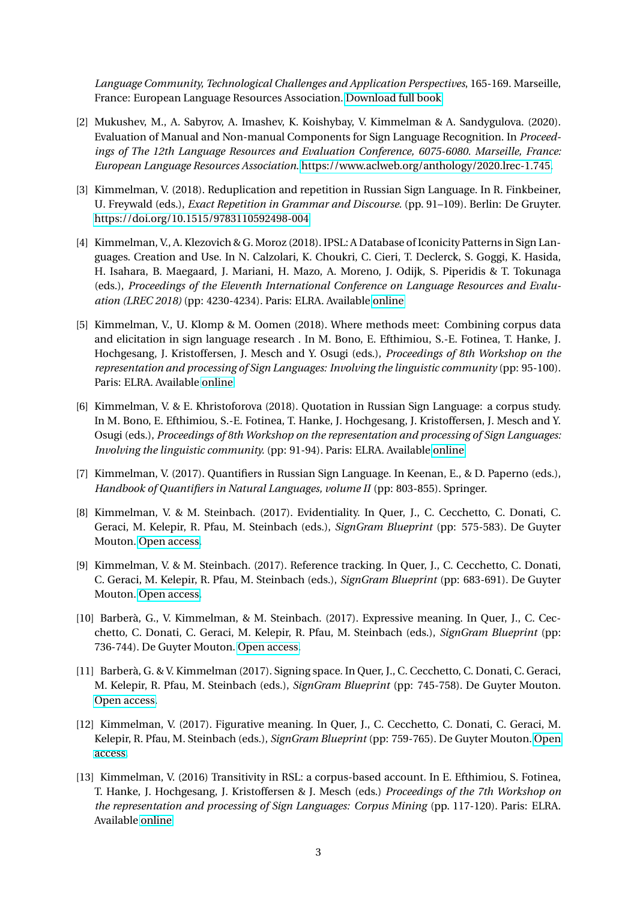*Language Community, Technological Challenges and Application Perspectives*, 165-169. Marseille, France: European Language Resources Association. Download full book

[2] Mukushev, M., A. Sabyrov, A. Imashev, K. Koishybay, V. Kimmelman & A. Sandygulova. (2020). Evaluation of Manual and Non-manual Components for Sign Language Recognition. In *Proceedings of The 12th Language Resources and Evaluation Conference, 6075-6080. Marseille, France: European Language Resources Association.* https://www.aclweb.org/anthology/2020.lrec-1.745

[3] Kimmelman, V. (2018). Reduplication and repetition in Russian Sign Language. In R. Finkbeiner, U. Freywald (eds.), *Exact Repetition in Grammar and Discourse.* (pp. 91–109). Berlin: De Gruyter. https://doi.org/10.1515/9783110592498-004

[4] Kimmelman, V., A. Klezovich & G. Moroz (2018). IPSL: A Database of Iconicity Patterns in Sign Languages. Creation and Use. In N. Calzolari, K. Choukri, C. Cieri, T. Declerck, S. Goggi, K. Hasida, H. Isahara, B. Maegaard, J. Mariani, H. Mazo, A. Moreno, J. Odijk, S. Piperidis & T. Tokunaga (eds.), *Proceedings of the Eleventh International Conference on Language Resources and Evaluation (LREC 2018)* (pp: 4230-4234). Paris: ELRA. Available online

[5] Kimmelman, V., U. Klomp & M. Oomen (2018). Where methods meet: Combining corpus data and elicitation in sign language research . In M. Bono, E. Efthimiou, S.-E. Fotinea, T. Hanke, J. Hochgesang, J. Kristoffersen, J. Mesch and Y. Osugi (eds.), *Proceedings of 8th Workshop on the representation and processing of Sign Languages: Involving the linguistic community* (pp: 95-100). Paris: ELRA. Available online

[6] Kimmelman, V. & E. Khristoforova (2018). Quotation in Russian Sign Language: a corpus study. In M. Bono, E. Efthimiou, S.-E. Fotinea, T. Hanke, J. Hochgesang, J. Kristoffersen, J. Mesch and Y. Osugi (eds.), *Proceedings of 8th Workshop on the representation and processing of Sign Languages: Involving the linguistic community.* (pp: 91-94). Paris: ELRA. Available online

[7] Kimmelman, V. (2017). Quantifiers in Russian Sign Language. In Keenan, E., & D. Paperno (eds.), *Handbook of Quantifiers in Natural Languages, volume II* (pp: 803-855). Springer.

[8] Kimmelman, V. & M. Steinbach. (2017). Evidentiality. In Quer, J., C. Cecchetto, C. Donati, C. Geraci, M. Kelepir, R. Pfau, M. Steinbach (eds.), *SignGram Blueprint* (pp: 575-583). De Guyter Mouton. Open access.

[9] Kimmelman, V. & M. Steinbach. (2017). Reference tracking. In Quer, J., C. Cecchetto, C. Donati, C. Geraci, M. Kelepir, R. Pfau, M. Steinbach (eds.), *SignGram Blueprint* (pp: 683-691). De Guyter Mouton. Open access.

[10] Barberà, G., V. Kimmelman, & M. Steinbach. (2017). Expressive meaning. In Quer, J., C. Cecchetto, C. Donati, C. Geraci, M. Kelepir, R. Pfau, M. Steinbach (eds.), *SignGram Blueprint* (pp: 736-744). De Guyter Mouton. Open access.

[11] Barberà, G. & V. Kimmelman (2017). Signing space. In Quer, J., C. Cecchetto, C. Donati, C. Geraci, M. Kelepir, R. Pfau, M. Steinbach (eds.), *SignGram Blueprint* (pp: 745-758). De Guyter Mouton. Open access.

[12] Kimmelman, V. (2017). Figurative meaning. In Quer, J., C. Cecchetto, C. Donati, C. Geraci, M. Kelepir, R. Pfau, M. Steinbach (eds.), *SignGram Blueprint* (pp: 759-765). De Guyter Mouton. Open access.

[13] Kimmelman, V. (2016) Transitivity in RSL: a corpus-based account. In E. Efthimiou, S. Fotinea, T. Hanke, J. Hochgesang, J. Kristoffersen & J. Mesch (eds.) *Proceedings of the 7th Workshop on the representation and processing of Sign Languages: Corpus Mining* (pp. 117-120). Paris: ELRA. Available online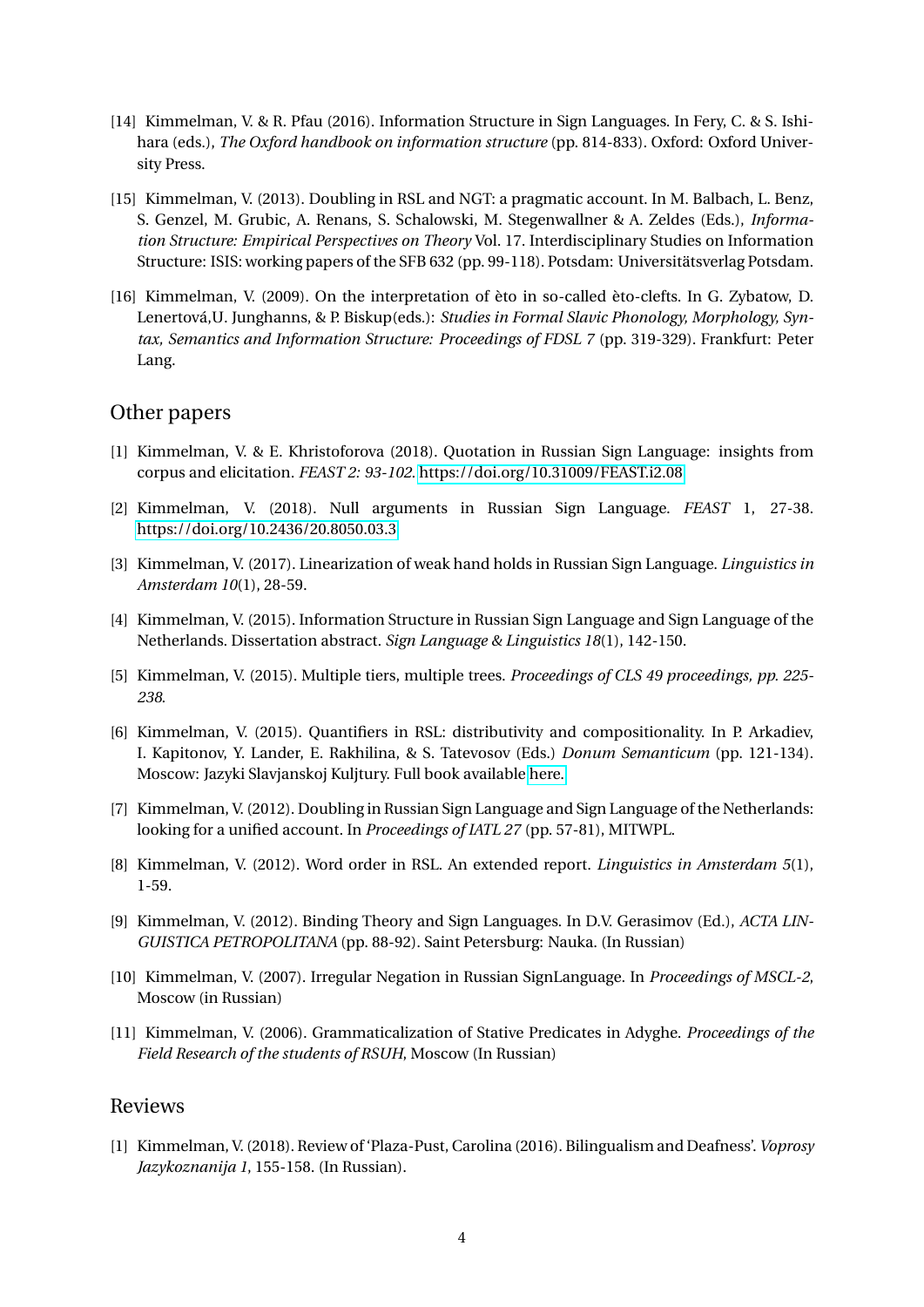[14] Kimmelman, V. & R. Pfau (2016). Information Structure in Sign Languages. In Fery, C. & S. Ishihara (eds.), *The Oxford handbook on information structure* (pp. 814-833). Oxford: Oxford University Press.

[15] Kimmelman, V. (2013). Doubling in RSL and NGT: a pragmatic account. In M. Balbach, L. Benz, S. Genzel, M. Grubic, A. Renans, S. Schalowski, M. Stegenwallner & A. Zeldes (Eds.), *Information Structure: Empirical Perspectives on Theory* Vol. 17. Interdisciplinary Studies on Information Structure: ISIS: working papers of the SFB 632 (pp. 99-118). Potsdam: Universitätsverlag Potsdam.

[16] Kimmelman, V. (2009). On the interpretation of èto in so-called èto-clefts. In G. Zybatow, D. Lenertová,U. Junghanns, & P. Biskup(eds.): *Studies in Formal Slavic Phonology, Morphology, Syntax, Semantics and Information Structure: Proceedings of FDSL 7* (pp. 319-329). Frankfurt: Peter Lang.

## Other papers

[1] Kimmelman, V. & E. Khristoforova (2018). Quotation in Russian Sign Language: insights from corpus and elicitation. *FEAST 2: 93-102*. https://doi.org/10.31009/FEAST.i2.08

[2] Kimmelman, V. (2018). Null arguments in Russian Sign Language. *FEAST* 1, 27-38. https://doi.org/10.2436/20.8050.03.3

[3] Kimmelman, V. (2017). Linearization of weak hand holds in Russian Sign Language. *Linguistics in Amsterdam 10*(1), 28-59.

[4] Kimmelman, V. (2015). Information Structure in Russian Sign Language and Sign Language of the Netherlands. Dissertation abstract. *Sign Language & Linguistics 18*(1), 142-150.

[5] Kimmelman, V. (2015). Multiple tiers, multiple trees. *Proceedings of CLS 49 proceedings, pp. 225-238*.

[6] Kimmelman, V. (2015). Quantifiers in RSL: distributivity and compositionality. In P. Arkadiev, I. Kapitonov, Y. Lander, E. Rakhilina, & S. Tatevosov (Eds.) *Donum Semanticum* (pp. 121-134). Moscow: Jazyki Slavjanskoj Kuljtury. Full book available here.

[7] Kimmelman, V. (2012). Doubling in Russian Sign Language and Sign Language of the Netherlands: looking for a unified account. In *Proceedings of IATL 27* (pp. 57-81), MITWPL.

[8] Kimmelman, V. (2012). Word order in RSL. An extended report. *Linguistics in Amsterdam 5*(1), 1-59.

[9] Kimmelman, V. (2012). Binding Theory and Sign Languages. In D.V. Gerasimov (Ed.), *ACTA LINGUISTICA PETROPOLITANA* (pp. 88-92). Saint Petersburg: Nauka. (In Russian)

[10] Kimmelman, V. (2007). Irregular Negation in Russian SignLanguage. In *Proceedings of MSCL-2*, Moscow (in Russian)

[11] Kimmelman, V. (2006). Grammaticalization of Stative Predicates in Adyghe. *Proceedings of the Field Research of the students of RSUH*, Moscow (In Russian)

## Reviews

[1] Kimmelman, V. (2018). Review of 'Plaza-Pust, Carolina (2016). Bilingualism and Deafness'. *Voprosy Jazykoznanija 1*, 155-158. (In Russian).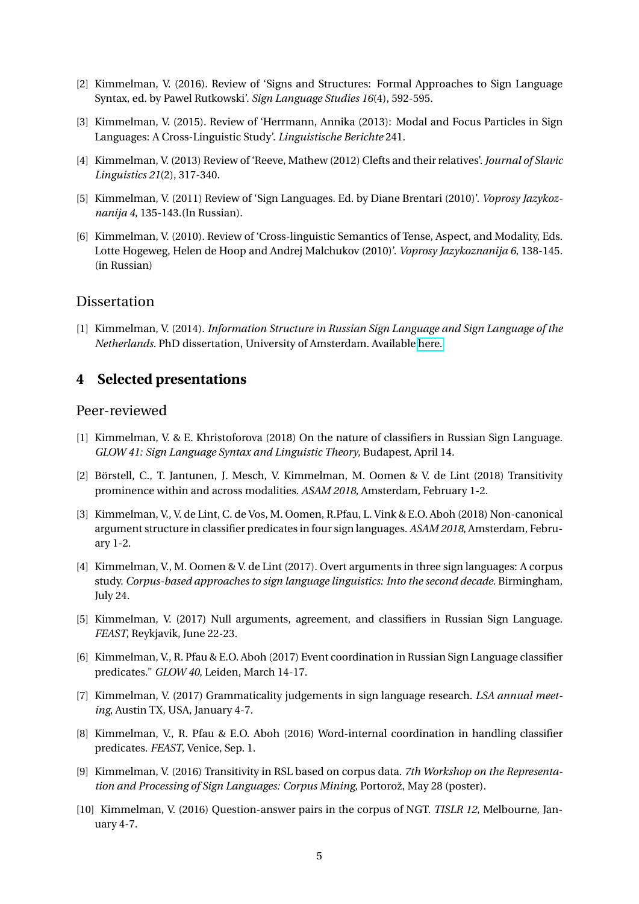[2] Kimmelman, V. (2016). Review of 'Signs and Structures: Formal Approaches to Sign Language Syntax, ed. by Pawel Rutkowski'. *Sign Language Studies 16*(4), 592-595.

[3] Kimmelman, V. (2015). Review of 'Herrmann, Annika (2013): Modal and Focus Particles in Sign Languages: A Cross-Linguistic Study'. *Linguistische Berichte* 241.

[4] Kimmelman, V. (2013) Review of 'Reeve, Mathew (2012) Clefts and their relatives'. *Journal of Slavic Linguistics 21*(2), 317-340.

[5] Kimmelman, V. (2011) Review of 'Sign Languages. Ed. by Diane Brentari (2010)'. *Voprosy Jazykoznanija 4*, 135-143.(In Russian).

[6] Kimmelman, V. (2010). Review of 'Cross-linguistic Semantics of Tense, Aspect, and Modality, Eds. Lotte Hogeweg, Helen de Hoop and Andrej Malchukov (2010)'. *Voprosy Jazykoznanija 6*, 138-145. (in Russian)

### Dissertation

[1] Kimmelman, V. (2014). *Information Structure in Russian Sign Language and Sign Language of the Netherlands*. PhD dissertation, University of Amsterdam. Available here.

## 4 Selected presentations

### Peer-reviewed

[1] Kimmelman, V. & E. Khristoforova (2018) On the nature of classifiers in Russian Sign Language. *GLOW 41: Sign Language Syntax and Linguistic Theory*, Budapest, April 14.

[2] Börstell, C., T. Jantunen, J. Mesch, V. Kimmelman, M. Oomen & V. de Lint (2018) Transitivity prominence within and across modalities. *ASAM 2018*, Amsterdam, February 1-2.

[3] Kimmelman, V., V. de Lint, C. de Vos, M. Oomen, R.Pfau, L. Vink & E.O. Aboh (2018) Non-canonical argument structure in classifier predicates in four sign languages. *ASAM 2018*, Amsterdam, February 1-2.

[4] Kimmelman, V., M. Oomen & V. de Lint (2017). Overt arguments in three sign languages: A corpus study. *Corpus-based approaches to sign language linguistics: Into the second decade*. Birmingham, July 24.

[5] Kimmelman, V. (2017) Null arguments, agreement, and classifiers in Russian Sign Language. *FEAST*, Reykjavik, June 22-23.

[6] Kimmelman, V., R. Pfau & E.O. Aboh (2017) Event coordination in Russian Sign Language classifier predicates." *GLOW 40*, Leiden, March 14-17.

[7] Kimmelman, V. (2017) Grammaticality judgements in sign language research. *LSA annual meeting*, Austin TX, USA, January 4-7.

[8] Kimmelman, V., R. Pfau & E.O. Aboh (2016) Word-internal coordination in handling classifier predicates. *FEAST*, Venice, Sep. 1.

[9] Kimmelman, V. (2016) Transitivity in RSL based on corpus data. *7th Workshop on the Representation and Processing of Sign Languages: Corpus Mining*, Portorož, May 28 (poster).

[10] Kimmelman, V. (2016) Question-answer pairs in the corpus of NGT. *TISLR 12*, Melbourne, January 4-7.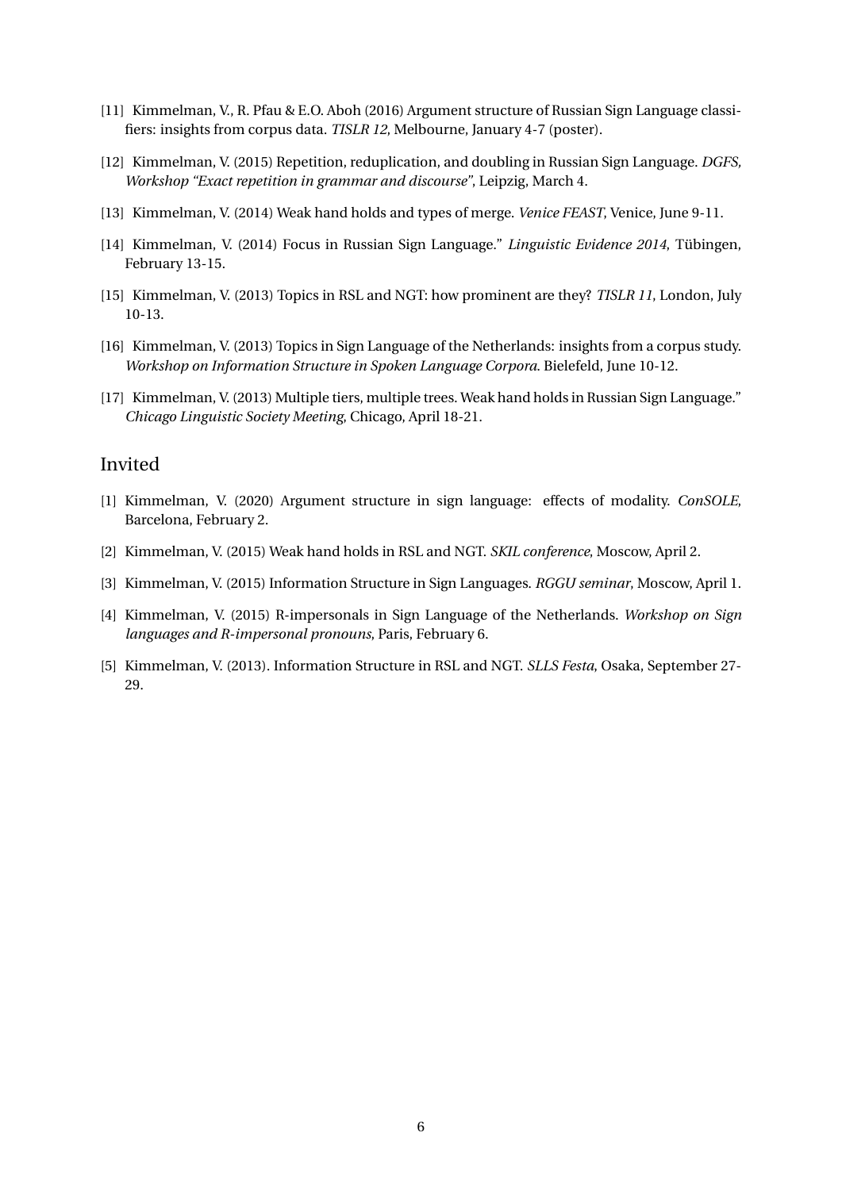[11] Kimmelman, V., R. Pfau & E.O. Aboh (2016) Argument structure of Russian Sign Language classifiers: insights from corpus data. *TISLR 12*, Melbourne, January 4-7 (poster).

[12] Kimmelman, V. (2015) Repetition, reduplication, and doubling in Russian Sign Language. *DGFS, Workshop "Exact repetition in grammar and discourse"*, Leipzig, March 4.

[13] Kimmelman, V. (2014) Weak hand holds and types of merge. *Venice FEAST*, Venice, June 9-11.

[14] Kimmelman, V. (2014) Focus in Russian Sign Language." *Linguistic Evidence 2014*, Tübingen, February 13-15.

[15] Kimmelman, V. (2013) Topics in RSL and NGT: how prominent are they? *TISLR 11*, London, July 10-13.

[16] Kimmelman, V. (2013) Topics in Sign Language of the Netherlands: insights from a corpus study. *Workshop on Information Structure in Spoken Language Corpora*. Bielefeld, June 10-12.

[17] Kimmelman, V. (2013) Multiple tiers, multiple trees. Weak hand holds in Russian Sign Language." *Chicago Linguistic Society Meeting*, Chicago, April 18-21.

## Invited

[1] Kimmelman, V. (2020) Argument structure in sign language: effects of modality. *ConSOLE*, Barcelona, February 2.

[2] Kimmelman, V. (2015) Weak hand holds in RSL and NGT. *SKIL conference*, Moscow, April 2.

[3] Kimmelman, V. (2015) Information Structure in Sign Languages. *RGGU seminar*, Moscow, April 1.

[4] Kimmelman, V. (2015) R-impersonals in Sign Language of the Netherlands. *Workshop on Sign languages and R-impersonal pronouns*, Paris, February 6.

[5] Kimmelman, V. (2013). Information Structure in RSL and NGT. *SLLS Festa*, Osaka, September 27-29.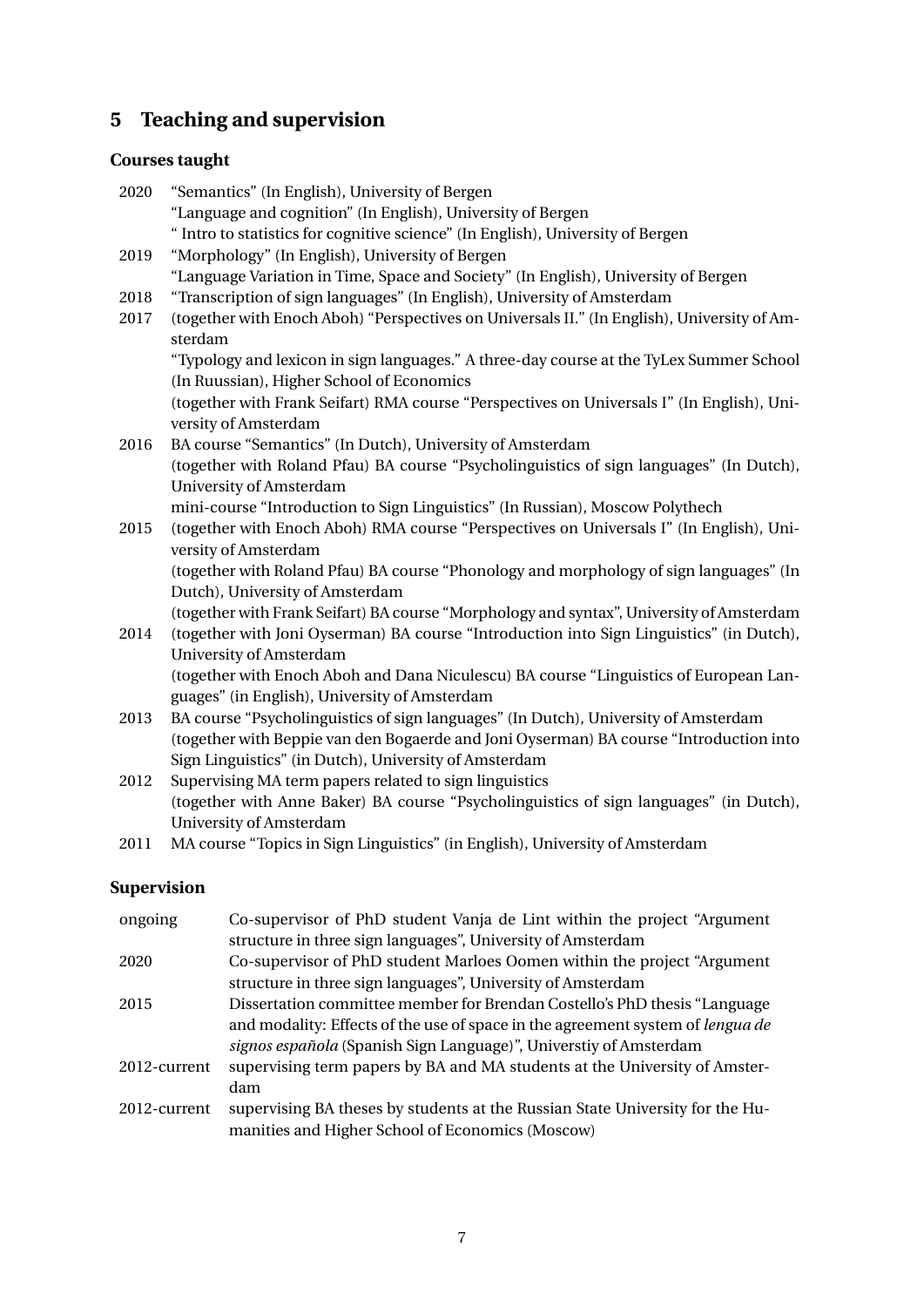## 5 Teaching and supervision

### Courses taught

| | |
|---|---|
| 2020 | "Semantics" (In English), University of Bergen |
| | "Language and cognition" (In English), University of Bergen |
| | " Intro to statistics for cognitive science" (In English), University of Bergen |
| 2019 | "Morphology" (In English), University of Bergen |
| | "Language Variation in Time, Space and Society" (In English), University of Bergen |
| 2018 | "Transcription of sign languages" (In English), University of Amsterdam |
| 2017 | (together with Enoch Aboh) "Perspectives on Universals II." (In English), University of Amsterdam |
| | "Typology and lexicon in sign languages." A three-day course at the TyLex Summer School (In Ruussian), Higher School of Economics |
| | (together with Frank Seifart) RMA course "Perspectives on Universals I" (In English), University of Amsterdam |
| 2016 | BA course "Semantics" (In Dutch), University of Amsterdam |
| | (together with Roland Pfau) BA course "Psycholinguistics of sign languages" (In Dutch), University of Amsterdam |
| | mini-course "Introduction to Sign Linguistics" (In Russian), Moscow Polythech |
| 2015 | (together with Enoch Aboh) RMA course "Perspectives on Universals I" (In English), University of Amsterdam |
| | (together with Roland Pfau) BA course "Phonology and morphology of sign languages" (In Dutch), University of Amsterdam |
| | (together with Frank Seifart) BA course "Morphology and syntax", University of Amsterdam |
| 2014 | (together with Joni Oyserman) BA course "Introduction into Sign Linguistics" (in Dutch), University of Amsterdam |
| | (together with Enoch Aboh and Dana Niculescu) BA course "Linguistics of European Languages" (in English), University of Amsterdam |
| 2013 | BA course "Psycholinguistics of sign languages" (In Dutch), University of Amsterdam |
| | (together with Beppie van den Bogaerde and Joni Oyserman) BA course "Introduction into Sign Linguistics" (in Dutch), University of Amsterdam |
| 2012 | Supervising MA term papers related to sign linguistics |
| | (together with Anne Baker) BA course "Psycholinguistics of sign languages" (in Dutch), University of Amsterdam |
| 2011 | MA course "Topics in Sign Linguistics" (in English), University of Amsterdam |

### Supervision

| | |
|---|---|
| ongoing | Co-supervisor of PhD student Vanja de Lint within the project "Argument structure in three sign languages", University of Amsterdam |
| 2020 | Co-supervisor of PhD student Marloes Oomen within the project "Argument structure in three sign languages", University of Amsterdam |
| 2015 | Dissertation committee member for Brendan Costello's PhD thesis "Language and modality: Effects of the use of space in the agreement system of *lengua de signos española* (Spanish Sign Language)", Universtiy of Amsterdam |
| 2012-current | supervising term papers by BA and MA students at the University of Amsterdam |
| 2012-current | supervising BA theses by students at the Russian State University for the Humanities and Higher School of Economics (Moscow) |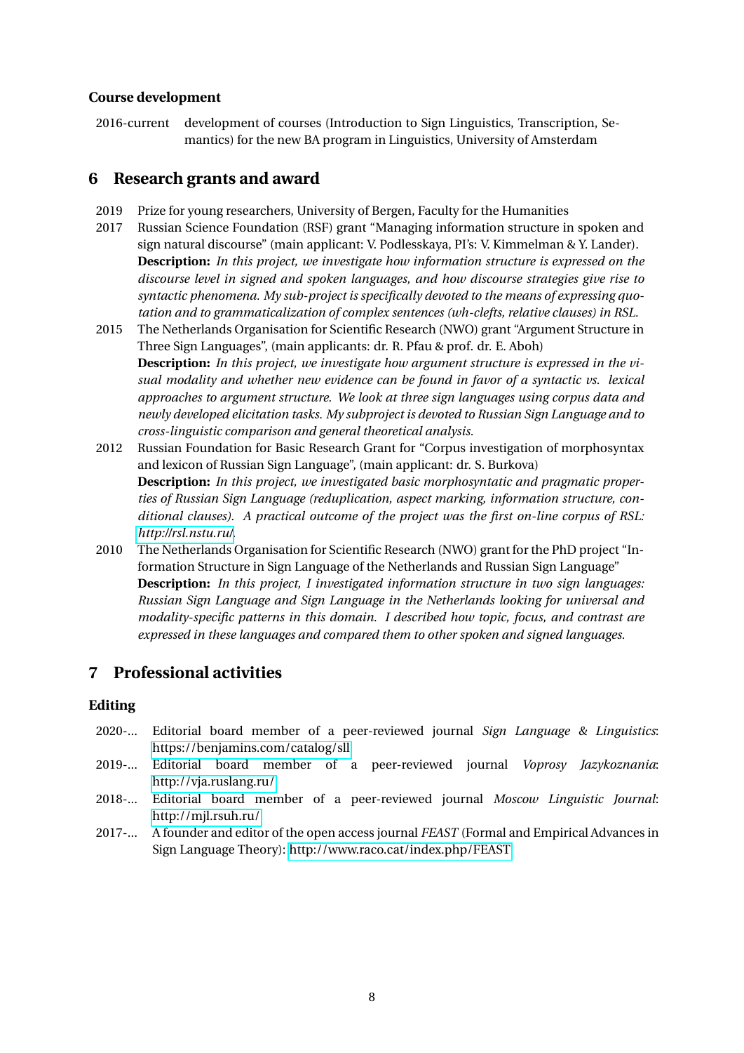### Course development

2016-current development of courses (Introduction to Sign Linguistics, Transcription, Semantics) for the new BA program in Linguistics, University of Amsterdam

## 6 Research grants and award

2019 Prize for young researchers, University of Bergen, Faculty for the Humanities

2017 Russian Science Foundation (RSF) grant "Managing information structure in spoken and sign natural discourse" (main applicant: V. Podlesskaya, PI's: V. Kimmelman & Y. Lander).
**Description:** *In this project, we investigate how information structure is expressed on the discourse level in signed and spoken languages, and how discourse strategies give rise to syntactic phenomena. My sub-project is specifically devoted to the means of expressing quotation and to grammaticalization of complex sentences (wh-clefts, relative clauses) in RSL.*

2015 The Netherlands Organisation for Scientific Research (NWO) grant "Argument Structure in Three Sign Languages", (main applicants: dr. R. Pfau & prof. dr. E. Aboh)
**Description:** *In this project, we investigate how argument structure is expressed in the visual modality and whether new evidence can be found in favor of a syntactic vs. lexical approaches to argument structure. We look at three sign languages using corpus data and newly developed elicitation tasks. My subproject is devoted to Russian Sign Language and to cross-linguistic comparison and general theoretical analysis.*

2012 Russian Foundation for Basic Research Grant for "Corpus investigation of morphosyntax and lexicon of Russian Sign Language", (main applicant: dr. S. Burkova)
**Description:** *In this project, we investigated basic morphosyntatic and pragmatic properties of Russian Sign Language (reduplication, aspect marking, information structure, conditional clauses). A practical outcome of the project was the first on-line corpus of RSL: http://rsl.nstu.ru/.*

2010 The Netherlands Organisation for Scientific Research (NWO) grant for the PhD project "Information Structure in Sign Language of the Netherlands and Russian Sign Language"
**Description:** *In this project, I investigated information structure in two sign languages: Russian Sign Language and Sign Language in the Netherlands looking for universal and modality-specific patterns in this domain. I described how topic, focus, and contrast are expressed in these languages and compared them to other spoken and signed languages.*

## 7 Professional activities

### Editing

2020-... Editorial board member of a peer-reviewed journal *Sign Language & Linguistics*: https://benjamins.com/catalog/sll

2019-... Editorial board member of a peer-reviewed journal *Voprosy Jazykoznania*: http://vja.ruslang.ru/

2018-... Editorial board member of a peer-reviewed journal *Moscow Linguistic Journal*: http://mjl.rsuh.ru/

2017-... A founder and editor of the open access journal *FEAST* (Formal and Empirical Advances in Sign Language Theory): http://www.raco.cat/index.php/FEAST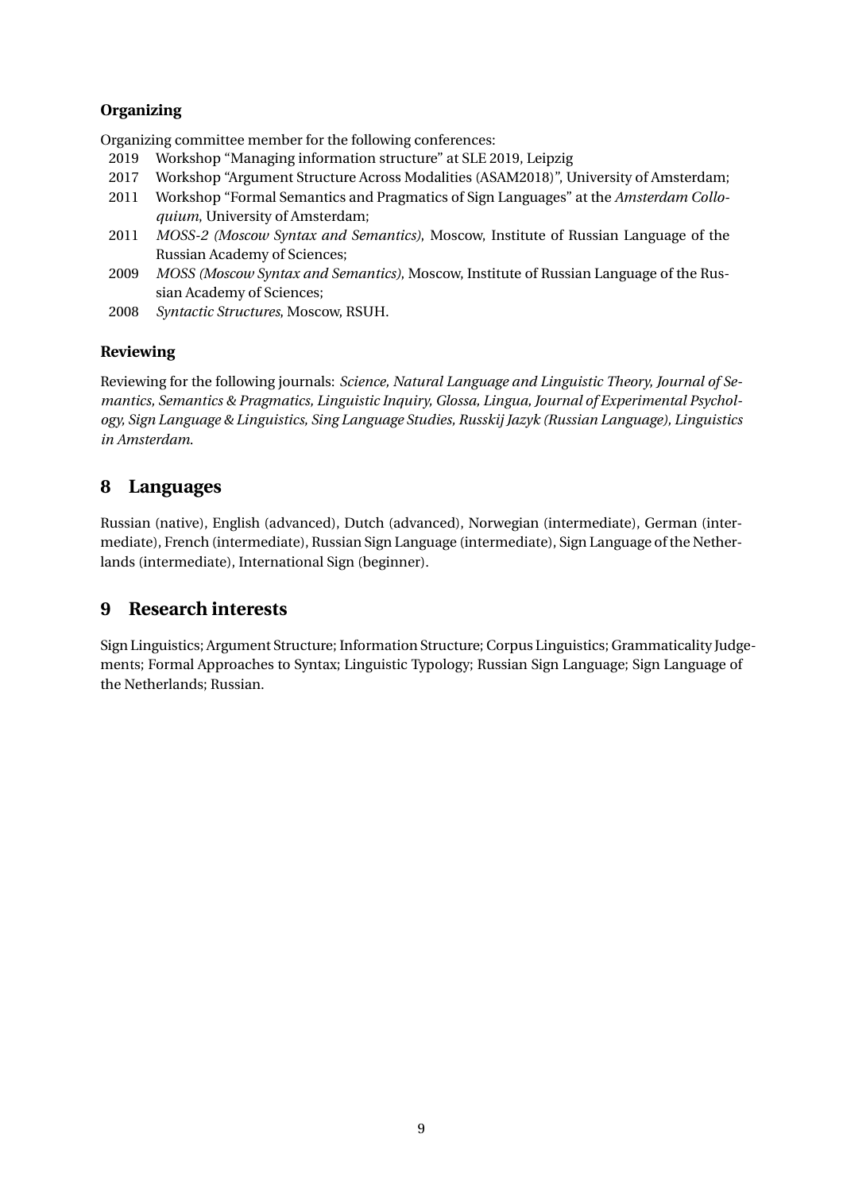### Organizing

Organizing committee member for the following conferences:

- 2019 Workshop "Managing information structure" at SLE 2019, Leipzig
- 2017 Workshop "Argument Structure Across Modalities (ASAM2018)", University of Amsterdam;
- 2011 Workshop "Formal Semantics and Pragmatics of Sign Languages" at the *Amsterdam Colloquium*, University of Amsterdam;
- 2011 *MOSS-2 (Moscow Syntax and Semantics)*, Moscow, Institute of Russian Language of the Russian Academy of Sciences;
- 2009 *MOSS (Moscow Syntax and Semantics)*, Moscow, Institute of Russian Language of the Russian Academy of Sciences;
- 2008 *Syntactic Structures*, Moscow, RSUH.

### Reviewing

Reviewing for the following journals: *Science, Natural Language and Linguistic Theory, Journal of Semantics, Semantics & Pragmatics, Linguistic Inquiry, Glossa, Lingua, Journal of Experimental Psychology, Sign Language & Linguistics, Sing Language Studies, Russkij Jazyk (Russian Language), Linguistics in Amsterdam*.

## 8 Languages

Russian (native), English (advanced), Dutch (advanced), Norwegian (intermediate), German (intermediate), French (intermediate), Russian Sign Language (intermediate), Sign Language of the Netherlands (intermediate), International Sign (beginner).

## 9 Research interests

Sign Linguistics; Argument Structure; Information Structure; Corpus Linguistics; Grammaticality Judgements; Formal Approaches to Syntax; Linguistic Typology; Russian Sign Language; Sign Language of the Netherlands; Russian.